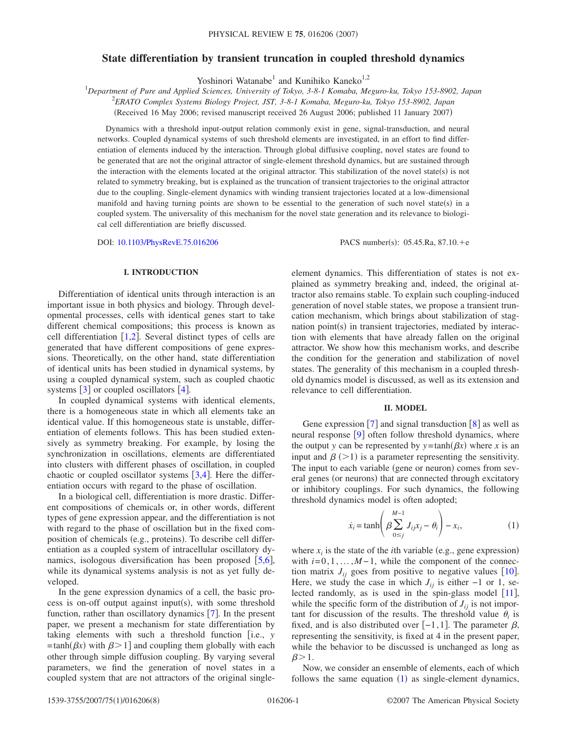# State differentiation by transient truncation in coupled threshold dynamics

Yoshinori Watanabe[1] and Kunihiko Kaneko[1,2]

[1]*Department of Pure and Applied Sciences, University of Tokyo, 3-8-1 Komaba, Meguro-ku, Tokyo 153-8902, Japan*
[2]*ERATO Complex Systems Biology Project, JST, 3-8-1 Komaba, Meguro-ku, Tokyo 153-8902, Japan*

(Received 16 May 2006; revised manuscript received 26 August 2006; published 11 January 2007)

Dynamics with a threshold input-output relation commonly exist in gene, signal-transduction, and neural networks. Coupled dynamical systems of such threshold elements are investigated, in an effort to find differentiation of elements induced by the interaction. Through global diffusive coupling, novel states are found to be generated that are not the original attractor of single-element threshold dynamics, but are sustained through the interaction with the elements located at the original attractor. This stabilization of the novel state(s) is not related to symmetry breaking, but is explained as the truncation of transient trajectories to the original attractor due to the coupling. Single-element dynamics with winding transient trajectories located at a low-dimensional manifold and having turning points are shown to be essential to the generation of such novel state(s) in a coupled system. The universality of this mechanism for the novel state generation and its relevance to biological cell differentiation are briefly discussed.

DOI: 10.1103/PhysRevE.75.016206 PACS number(s): 05.45.Ra, 87.10.+e

## I. INTRODUCTION

Differentiation of identical units through interaction is an important issue in both physics and biology. Through developmental processes, cells with identical genes start to take different chemical compositions; this process is known as cell differentiation [1,2]. Several distinct types of cells are generated that have different compositions of gene expressions. Theoretically, on the other hand, state differentiation of identical units has been studied in dynamical systems, by using a coupled dynamical system, such as coupled chaotic systems [3] or coupled oscillators [4].

In coupled dynamical systems with identical elements, there is a homogeneous state in which all elements take an identical value. If this homogeneous state is unstable, differentiation of elements follows. This has been studied extensively as symmetry breaking. For example, by losing the synchronization in oscillations, elements are differentiated into clusters with different phases of oscillation, in coupled chaotic or coupled oscillator systems [3,4]. Here the differentiation occurs with regard to the phase of oscillation.

In a biological cell, differentiation is more drastic. Different compositions of chemicals or, in other words, different types of gene expression appear, and the differentiation is not with regard to the phase of oscillation but in the fixed composition of chemicals (e.g., proteins). To describe cell differentiation as a coupled system of intracellular oscillatory dynamics, isologous diversification has been proposed [5,6], while its dynamical systems analysis is not as yet fully developed.

In the gene expression dynamics of a cell, the basic process is on-off output against input(s), with some threshold function, rather than oscillatory dynamics [7]. In the present paper, we present a mechanism for state differentiation by taking elements with such a threshold function [i.e., $y=\tanh(\beta x)$ with $\beta>1$] and coupling them globally with each other through simple diffusion coupling. By varying several parameters, we find the generation of novel states in a coupled system that are not attractors of the original single-element dynamics. This differentiation of states is not explained as symmetry breaking and, indeed, the original attractor also remains stable. To explain such coupling-induced generation of novel stable states, we propose a transient truncation mechanism, which brings about stabilization of stagnation point(s) in transient trajectories, mediated by interaction with elements that have already fallen on the original attractor. We show how this mechanism works, and describe the condition for the generation and stabilization of novel states. The generality of this mechanism in a coupled threshold dynamics model is discussed, as well as its extension and relevance to cell differentiation.

## II. MODEL

Gene expression [7] and signal transduction [8] as well as neural response [9] often follow threshold dynamics, where the output $y$ can be represented by $y=\tanh(\beta x)$ where $x$ is an input and $\beta$ ($>1$) is a parameter representing the sensitivity. The input to each variable (gene or neuron) comes from several genes (or neurons) that are connected through excitatory or inhibitory couplings. For such dynamics, the following threshold dynamics model is often adopted;

$$\dot{x}_i = \tanh\left(\beta \sum_{0\leq j}^{M-1} J_{ij}x_j - \theta_i\right) - x_i, \tag{1}$$

where $x_i$ is the state of the $i$th variable (e.g., gene expression) with $i=0,1,\ldots,M-1$, while the component of the connection matrix $J_{ij}$ goes from positive to negative values [10]. Here, we study the case in which $J_{ij}$ is either $-1$ or 1, selected randomly, as is used in the spin-glass model [11], while the specific form of the distribution of $J_{ij}$ is not important for discussion of the results. The threshold value $\theta_i$ is fixed, and is also distributed over $[-1,1]$. The parameter $\beta$, representing the sensitivity, is fixed at 4 in the present paper, while the behavior to be discussed is unchanged as long as $\beta>1$.

Now, we consider an ensemble of elements, each of which follows the same equation (1) as single-element dynamics,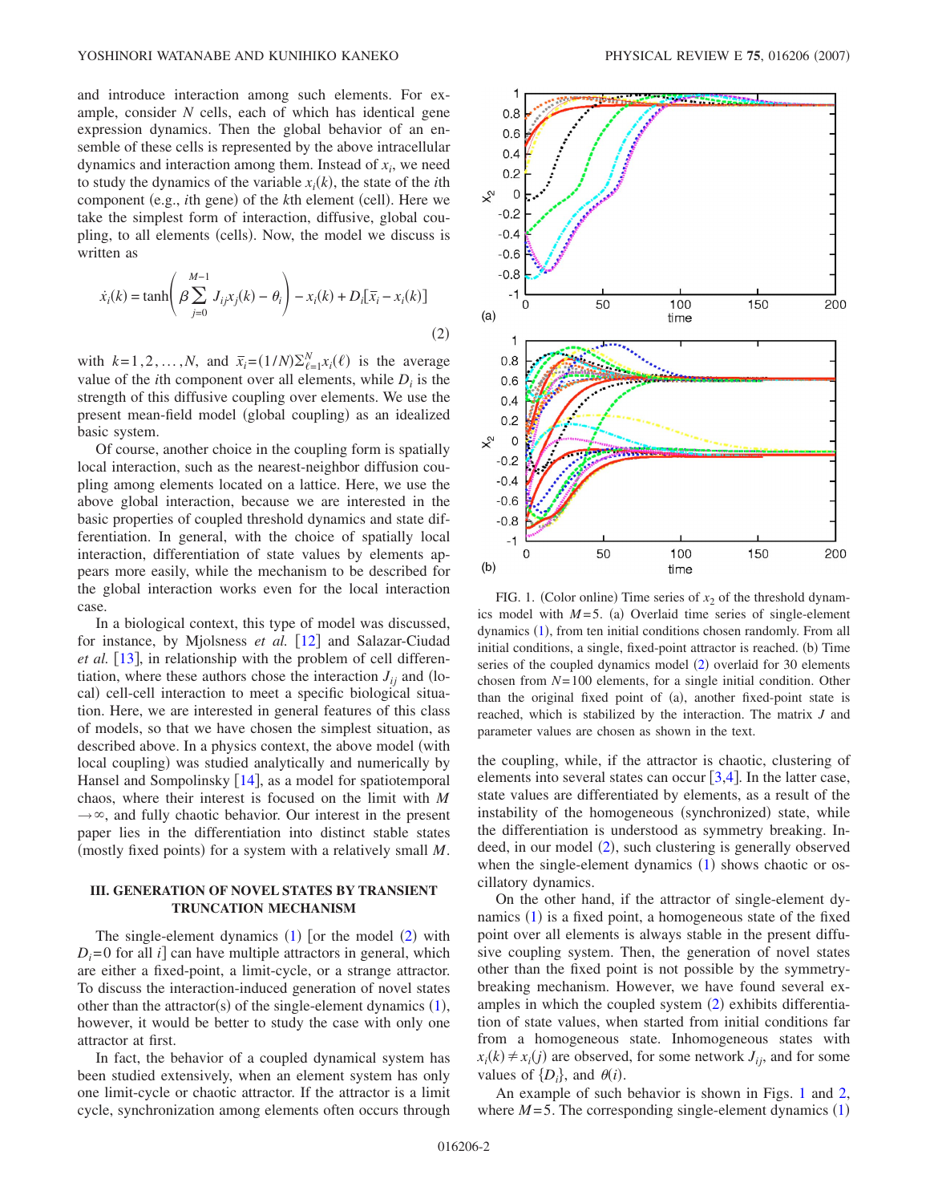and introduce interaction among such elements. For example, consider $N$ cells, each of which has identical gene expression dynamics. Then the global behavior of an ensemble of these cells is represented by the above intracellular dynamics and interaction among them. Instead of $x_i$, we need to study the dynamics of the variable $x_i(k)$, the state of the $i$th component (e.g., $i$th gene) of the $k$th element (cell). Here we take the simplest form of interaction, diffusive, global coupling, to all elements (cells). Now, the model we discuss is written as

$$\dot{x}_i(k) = \tanh\left(\beta \sum_{j=0}^{M-1} J_{ij} x_j(k) - \theta_i\right) - x_i(k) + D_i[\bar{x}_i - x_i(k)] \tag{2}$$

with $k=1,2,\ldots,N$, and $\bar{x}_i = (1/N)\Sigma_{\ell=1}^{N} x_i(\ell)$ is the average value of the $i$th component over all elements, while $D_i$ is the strength of this diffusive coupling over elements. We use the present mean-field model (global coupling) as an idealized basic system.

Of course, another choice in the coupling form is spatially local interaction, such as the nearest-neighbor diffusion coupling among elements located on a lattice. Here, we use the above global interaction, because we are interested in the basic properties of coupled threshold dynamics and state differentiation. In general, with the choice of spatially local interaction, differentiation of state values by elements appears more easily, while the mechanism to be described for the global interaction works even for the local interaction case.

In a biological context, this type of model was discussed, for instance, by Mjolsness *et al.* [12] and Salazar-Ciudad *et al.* [13], in relationship with the problem of cell differentiation, where these authors chose the interaction $J_{ij}$ and (local) cell-cell interaction to meet a specific biological situation. Here, we are interested in general features of this class of models, so that we have chosen the simplest situation, as described above. In a physics context, the above model (with local coupling) was studied analytically and numerically by Hansel and Sompolinsky [14], as a model for spatiotemporal chaos, where their interest is focused on the limit with $M \to \infty$, and fully chaotic behavior. Our interest in the present paper lies in the differentiation into distinct stable states (mostly fixed points) for a system with a relatively small $M$.

### III. GENERATION OF NOVEL STATES BY TRANSIENT TRUNCATION MECHANISM

The single-element dynamics (1) [or the model (2) with $D_i=0$ for all $i$] can have multiple attractors in general, which are either a fixed-point, a limit-cycle, or a strange attractor. To discuss the interaction-induced generation of novel states other than the attractor(s) of the single-element dynamics (1), however, it would be better to study the case with only one attractor at first.

In fact, the behavior of a coupled dynamical system has been studied extensively, when an element system has only one limit-cycle or chaotic attractor. If the attractor is a limit cycle, synchronization among elements often occurs through the coupling, while, if the attractor is chaotic, clustering of elements into several states can occur [3,4]. In the latter case, state values are differentiated by elements, as a result of the instability of the homogeneous (synchronized) state, while the differentiation is understood as symmetry breaking. Indeed, in our model (2), such clustering is generally observed when the single-element dynamics (1) shows chaotic or oscillatory dynamics.

FIG. 1. (Color online) Time series of $x_2$ of the threshold dynamics model with $M=5$. (a) Overlaid time series of single-element dynamics (1), from ten initial conditions chosen randomly. From all initial conditions, a single, fixed-point attractor is reached. (b) Time series of the coupled dynamics model (2) overlaid for 30 elements chosen from $N=100$ elements, for a single initial condition. Other than the original fixed point of (a), another fixed-point state is reached, which is stabilized by the interaction. The matrix $J$ and parameter values are chosen as shown in the text.

On the other hand, if the attractor of single-element dynamics (1) is a fixed point, a homogeneous state of the fixed point over all elements is always stable in the present diffusive coupling system. Then, the generation of novel states other than the fixed point is not possible by the symmetry-breaking mechanism. However, we have found several examples in which the coupled system (2) exhibits differentiation of state values, when started from initial conditions far from a homogeneous state. Inhomogeneous states with $x_i(k) \neq x_i(j)$ are observed, for some network $J_{ij}$, and for some values of $\{D_i\}$, and $\theta(i)$.

An example of such behavior is shown in Figs. 1 and 2, where $M=5$. The corresponding single-element dynamics (1)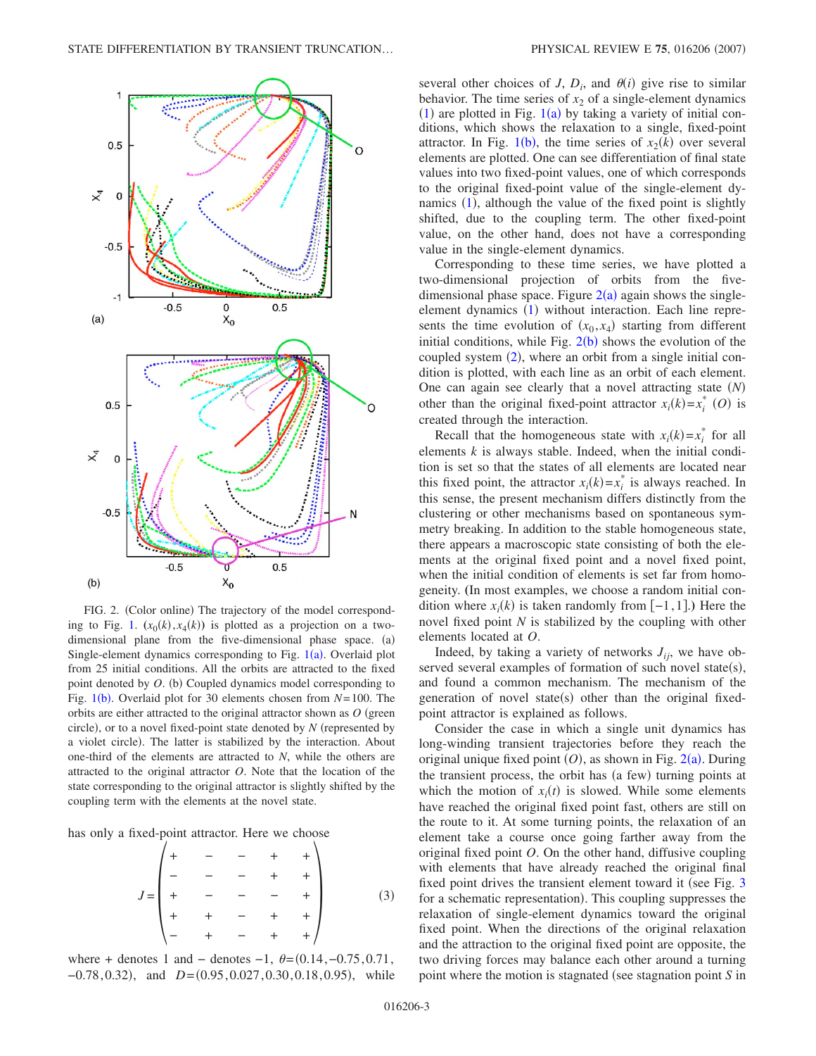FIG. 2. (Color online) The trajectory of the model corresponding to Fig. 1. $(x_0(k), x_4(k))$ is plotted as a projection on a two-dimensional plane from the five-dimensional phase space. (a) Single-element dynamics corresponding to Fig. 1(a). Overlaid plot from 25 initial conditions. All the orbits are attracted to the fixed point denoted by $O$. (b) Coupled dynamics model corresponding to Fig. 1(b). Overlaid plot for 30 elements chosen from $N=100$. The orbits are either attracted to the original attractor shown as $O$ (green circle), or to a novel fixed-point state denoted by $N$ (represented by a violet circle). The latter is stabilized by the interaction. About one-third of the elements are attracted to $N$, while the others are attracted to the original attractor $O$. Note that the location of the state corresponding to the original attractor is slightly shifted by the coupling term with the elements at the novel state.

has only a fixed-point attractor. Here we choose

$$J = \begin{pmatrix} + & - & - & + & + \\ - & - & - & + & + \\ + & - & - & - & + \\ + & + & - & + & + \\ - & + & - & + & + \end{pmatrix} \tag{3}$$

where + denotes 1 and − denotes −1, $\theta=(0.14, -0.75, 0.71, -0.78, 0.32)$, and $D=(0.95, 0.027, 0.30, 0.18, 0.95)$, while several other choices of $J$, $D_i$, and $\theta(i)$ give rise to similar behavior. The time series of $x_2$ of a single-element dynamics (1) are plotted in Fig. 1(a) by taking a variety of initial conditions, which shows the relaxation to a single, fixed-point attractor. In Fig. 1(b), the time series of $x_2(k)$ over several elements are plotted. One can see differentiation of final state values into two fixed-point values, one of which corresponds to the original fixed-point value of the single-element dynamics (1), although the value of the fixed point is slightly shifted, due to the coupling term. The other fixed-point value, on the other hand, does not have a corresponding value in the single-element dynamics.

Corresponding to these time series, we have plotted a two-dimensional projection of orbits from the five-dimensional phase space. Figure 2(a) again shows the single-element dynamics (1) without interaction. Each line represents the time evolution of $(x_0, x_4)$ starting from different initial conditions, while Fig. 2(b) shows the evolution of the coupled system (2), where an orbit from a single initial condition is plotted, with each line as an orbit of each element. One can again see clearly that a novel attracting state ($N$) other than the original fixed-point attractor $x_i(k)=x_i^*$ ($O$) is created through the interaction.

Recall that the homogeneous state with $x_i(k)=x_i^*$ for all elements $k$ is always stable. Indeed, when the initial condition is set so that the states of all elements are located near this fixed point, the attractor $x_i(k)=x_i^*$ is always reached. In this sense, the present mechanism differs distinctly from the clustering or other mechanisms based on spontaneous symmetry breaking. In addition to the stable homogeneous state, there appears a macroscopic state consisting of both the elements at the original fixed point and a novel fixed point, when the initial condition of elements is set far from homogeneity. (In most examples, we choose a random initial condition where $x_i(k)$ is taken randomly from $[-1,1]$.) Here the novel fixed point $N$ is stabilized by the coupling with other elements located at $O$.

Indeed, by taking a variety of networks $J_{ij}$, we have observed several examples of formation of such novel state(s), and found a common mechanism. The mechanism of the generation of novel state(s) other than the original fixed-point attractor is explained as follows.

Consider the case in which a single unit dynamics has long-winding transient trajectories before they reach the original unique fixed point ($O$), as shown in Fig. 2(a). During the transient process, the orbit has (a few) turning points at which the motion of $x_i(t)$ is slowed. While some elements have reached the original fixed point fast, others are still on the route to it. At some turning points, the relaxation of an element take a course once going farther away from the original fixed point $O$. On the other hand, diffusive coupling with elements that have already reached the original final fixed point drives the transient element toward it (see Fig. 3 for a schematic representation). This coupling suppresses the relaxation of single-element dynamics toward the original fixed point. When the directions of the original relaxation and the attraction to the original fixed point are opposite, the two driving forces may balance each other around a turning point where the motion is stagnated (see stagnation point $S$ in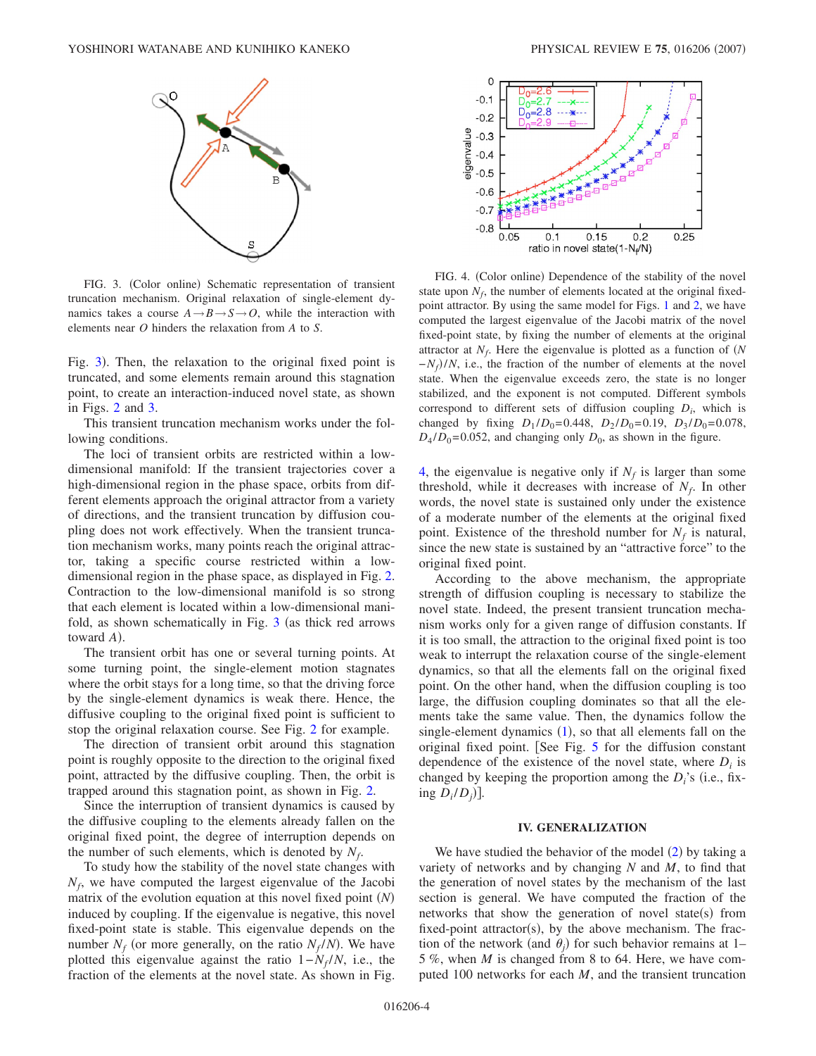FIG. 3. (Color online) Schematic representation of transient truncation mechanism. Original relaxation of single-element dynamics takes a course $A \rightarrow B \rightarrow S \rightarrow O$, while the interaction with elements near $O$ hinders the relaxation from $A$ to $S$.

Fig. 3). Then, the relaxation to the original fixed point is truncated, and some elements remain around this stagnation point, to create an interaction-induced novel state, as shown in Figs. 2 and 3.

This transient truncation mechanism works under the following conditions.

The loci of transient orbits are restricted within a low-dimensional manifold: If the transient trajectories cover a high-dimensional region in the phase space, orbits from different elements approach the original attractor from a variety of directions, and the transient truncation by diffusion coupling does not work effectively. When the transient truncation mechanism works, many points reach the original attractor, taking a specific course restricted within a low-dimensional region in the phase space, as displayed in Fig. 2. Contraction to the low-dimensional manifold is so strong that each element is located within a low-dimensional manifold, as shown schematically in Fig. 3 (as thick red arrows toward $A$).

The transient orbit has one or several turning points. At some turning point, the single-element motion stagnates where the orbit stays for a long time, so that the driving force by the single-element dynamics is weak there. Hence, the diffusive coupling to the original fixed point is sufficient to stop the original relaxation course. See Fig. 2 for example.

The direction of transient orbit around this stagnation point is roughly opposite to the direction to the original fixed point, attracted by the diffusive coupling. Then, the orbit is trapped around this stagnation point, as shown in Fig. 2.

Since the interruption of transient dynamics is caused by the diffusive coupling to the elements already fallen on the original fixed point, the degree of interruption depends on the number of such elements, which is denoted by $N_f$.

To study how the stability of the novel state changes with $N_f$, we have computed the largest eigenvalue of the Jacobi matrix of the evolution equation at this novel fixed point $(N)$ induced by coupling. If the eigenvalue is negative, this novel fixed-point state is stable. This eigenvalue depends on the number $N_f$ (or more generally, on the ratio $N_f/N$). We have plotted this eigenvalue against the ratio $1-N_f/N$, i.e., the fraction of the elements at the novel state. As shown in Fig. 4, the eigenvalue is negative only if $N_f$ is larger than some threshold, while it decreases with increase of $N_f$. In other words, the novel state is sustained only under the existence of a moderate number of the elements at the original fixed point. Existence of the threshold number for $N_f$ is natural, since the new state is sustained by an "attractive force" to the original fixed point.

FIG. 4. (Color online) Dependence of the stability of the novel state upon $N_f$, the number of elements located at the original fixed-point attractor. By using the same model for Figs. 1 and 2, we have computed the largest eigenvalue of the Jacobi matrix of the novel fixed-point state, by fixing the number of elements at the original attractor at $N_f$. Here the eigenvalue is plotted as a function of $(N-N_f)/N$, i.e., the fraction of the number of elements at the novel state. When the eigenvalue exceeds zero, the state is no longer stabilized, and the exponent is not computed. Different symbols correspond to different sets of diffusion coupling $D_i$, which is changed by fixing $D_1/D_0=0.448$, $D_2/D_0=0.19$, $D_3/D_0=0.078$, $D_4/D_0=0.052$, and changing only $D_0$, as shown in the figure.

According to the above mechanism, the appropriate strength of diffusion coupling is necessary to stabilize the novel state. Indeed, the present transient truncation mechanism works only for a given range of diffusion constants. If it is too small, the attraction to the original fixed point is too weak to interrupt the relaxation course of the single-element dynamics, so that all the elements fall on the original fixed point. On the other hand, when the diffusion coupling is too large, the diffusion coupling dominates so that all the elements take the same value. Then, the dynamics follow the single-element dynamics (1), so that all elements fall on the original fixed point. [See Fig. 5 for the diffusion constant dependence of the existence of the novel state, where $D_i$ is changed by keeping the proportion among the $D_i$'s (i.e., fixing $D_i/D_j$)].

## IV. GENERALIZATION

We have studied the behavior of the model (2) by taking a variety of networks and by changing $N$ and $M$, to find that the generation of novel states by the mechanism of the last section is general. We have computed the fraction of the networks that show the generation of novel state(s) from fixed-point attractor(s), by the above mechanism. The fraction of the network (and $\theta_j$) for such behavior remains at 1–5 %, when $M$ is changed from 8 to 64. Here, we have computed 100 networks for each $M$, and the transient truncation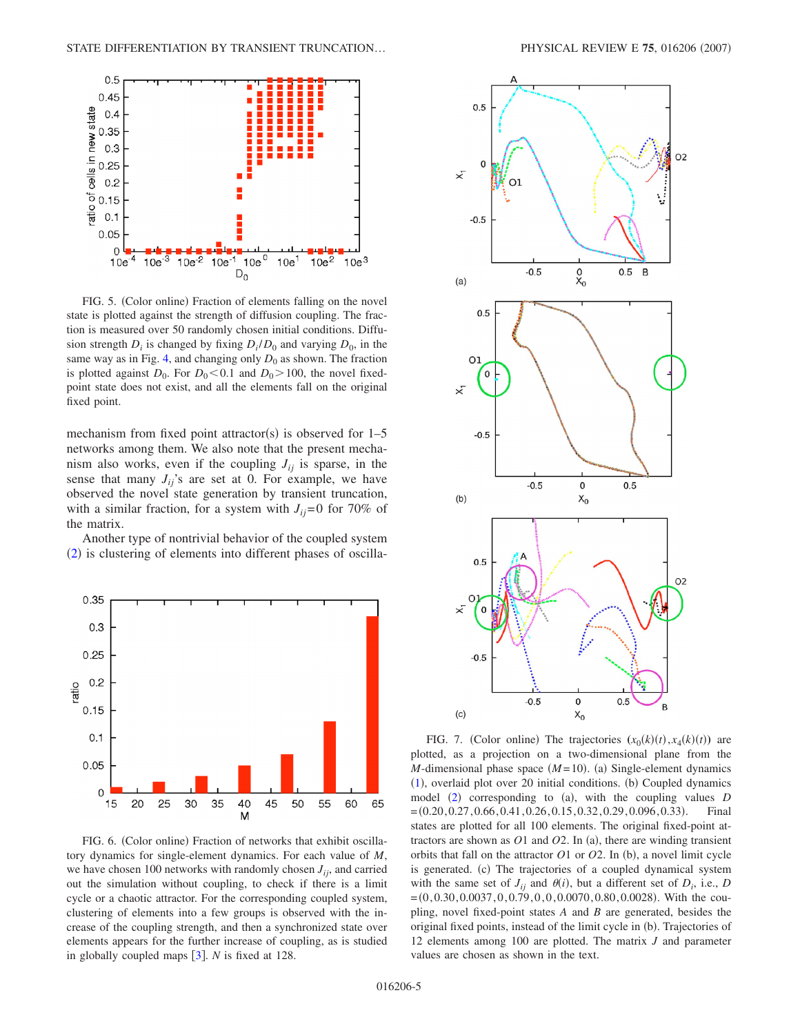FIG. 5. (Color online) Fraction of elements falling on the novel state is plotted against the strength of diffusion coupling. The fraction is measured over 50 randomly chosen initial conditions. Diffusion strength $D_i$ is changed by fixing $D_i/D_0$ and varying $D_0$, in the same way as in Fig. 4, and changing only $D_0$ as shown. The fraction is plotted against $D_0$. For $D_0 < 0.1$ and $D_0 > 100$, the novel fixed-point state does not exist, and all the elements fall on the original fixed point.

mechanism from fixed point attractor(s) is observed for 1–5 networks among them. We also note that the present mechanism also works, even if the coupling $J_{ij}$ is sparse, in the sense that many $J_{ij}$'s are set at 0. For example, we have observed the novel state generation by transient truncation, with a similar fraction, for a system with $J_{ij}=0$ for 70% of the matrix.

Another type of nontrivial behavior of the coupled system (2) is clustering of elements into different phases of oscilla-

FIG. 6. (Color online) Fraction of networks that exhibit oscillatory dynamics for single-element dynamics. For each value of $M$, we have chosen 100 networks with randomly chosen $J_{ij}$, and carried out the simulation without coupling, to check if there is a limit cycle or a chaotic attractor. For the corresponding coupled system, clustering of elements into a few groups is observed with the increase of the coupling strength, and then a synchronized state over elements appears for the further increase of coupling, as is studied in globally coupled maps [3]. $N$ is fixed at 128.

FIG. 7. (Color online) The trajectories $(x_0(k)(t), x_4(k)(t))$ are plotted, as a projection on a two-dimensional plane from the $M$-dimensional phase space ($M=10$). (a) Single-element dynamics (1), overlaid plot over 20 initial conditions. (b) Coupled dynamics model (2) corresponding to (a), with the coupling values $D = (0.20, 0.27, 0.66, 0.41, 0.26, 0.15, 0.32, 0.29, 0.096, 0.33)$. Final states are plotted for all 100 elements. The original fixed-point attractors are shown as $O1$ and $O2$. In (a), there are winding transient orbits that fall on the attractor $O1$ or $O2$. In (b), a novel limit cycle is generated. (c) The trajectories of a coupled dynamical system with the same set of $J_{ij}$ and $\theta(i)$, but a different set of $D_i$, i.e., $D = (0, 0.30, 0.0037, 0, 0.79, 0, 0, 0.0070, 0.80, 0.0028)$. With the coupling, novel fixed-point states $A$ and $B$ are generated, besides the original fixed points, instead of the limit cycle in (b). Trajectories of 12 elements among 100 are plotted. The matrix $J$ and parameter values are chosen as shown in the text.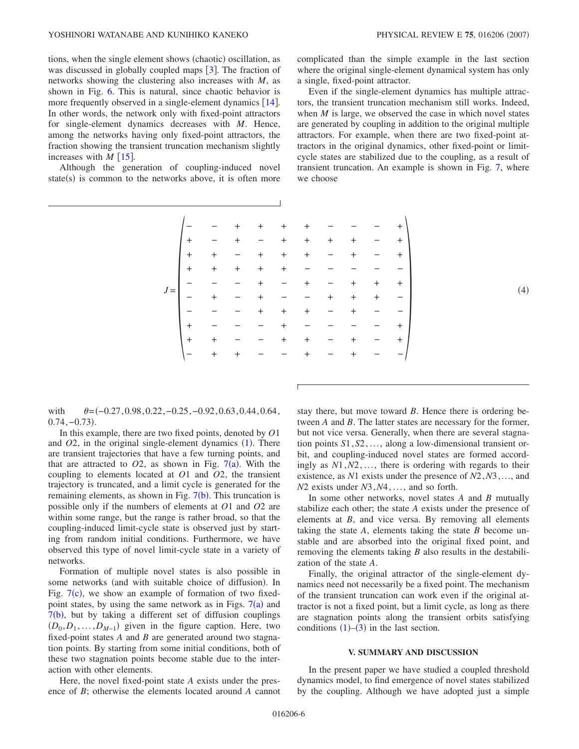tions, when the single element shows (chaotic) oscillation, as was discussed in globally coupled maps [3]. The fraction of networks showing the clustering also increases with $M$, as shown in Fig. 6. This is natural, since chaotic behavior is more frequently observed in a single-element dynamics [14]. In other words, the network only with fixed-point attractors for single-element dynamics decreases with $M$. Hence, among the networks having only fixed-point attractors, the fraction showing the transient truncation mechanism slightly increases with $M$ [15].

Although the generation of coupling-induced novel state(s) is common to the networks above, it is often more complicated than the simple example in the last section where the original single-element dynamical system has only a single, fixed-point attractor.

Even if the single-element dynamics has multiple attractors, the transient truncation mechanism still works. Indeed, when $M$ is large, we observed the case in which novel states are generated by coupling in addition to the original multiple attractors. For example, when there are two fixed-point attractors in the original dynamics, other fixed-point or limit-cycle states are stabilized due to the coupling, as a result of transient truncation. An example is shown in Fig. 7, where we choose

$$
J = \begin{pmatrix}
- & - & + & + & + & + & - & - & - & + \\
+ & - & + & - & + & + & + & + & - & + \\
+ & + & - & + & + & + & - & + & - & + \\
+ & + & + & + & + & - & - & - & - & - \\
- & - & - & + & - & + & - & + & + & + \\
- & + & - & + & - & - & + & + & + & - \\
- & - & - & + & + & + & - & + & - & - \\
+ & - & - & - & + & - & - & - & - & + \\
+ & + & - & - & + & + & - & + & - & + \\
- & + & + & - & - & + & - & + & - & -
\end{pmatrix} \tag{4}
$$

with $\theta = (-0.27, 0.98, 0.22, -0.25, -0.92, 0.63, 0.44, 0.64, 0.74, -0.73)$.

In this example, there are two fixed points, denoted by $O1$ and $O2$, in the original single-element dynamics (1). There are transient trajectories that have a few turning points, and that are attracted to $O2$, as shown in Fig. 7(a). With the coupling to elements located at $O1$ and $O2$, the transient trajectory is truncated, and a limit cycle is generated for the remaining elements, as shown in Fig. 7(b). This truncation is possible only if the numbers of elements at $O1$ and $O2$ are within some range, but the range is rather broad, so that the coupling-induced limit-cycle state is observed just by starting from random initial conditions. Furthermore, we have observed this type of novel limit-cycle state in a variety of networks.

Formation of multiple novel states is also possible in some networks (and with suitable choice of diffusion). In Fig. 7(c), we show an example of formation of two fixed-point states, by using the same network as in Figs. 7(a) and 7(b), but by taking a different set of diffusion couplings $(D_0, D_1, \ldots, D_{M-1})$ given in the figure caption. Here, two fixed-point states $A$ and $B$ are generated around two stagnation points. By starting from some initial conditions, both of these two stagnation points become stable due to the interaction with other elements.

Here, the novel fixed-point state $A$ exists under the presence of $B$; otherwise the elements located around $A$ cannot stay there, but move toward $B$. Hence there is ordering between $A$ and $B$. The latter states are necessary for the former, but not vice versa. Generally, when there are several stagnation points $S1, S2, \ldots$, along a low-dimensional transient orbit, and coupling-induced novel states are formed accordingly as $N1, N2, \ldots$, there is ordering with regards to their existence, as $N1$ exists under the presence of $N2, N3, \ldots$, and $N2$ exists under $N3, N4, \ldots$, and so forth.

In some other networks, novel states $A$ and $B$ mutually stabilize each other; the state $A$ exists under the presence of elements at $B$, and vice versa. By removing all elements taking the state $A$, elements taking the state $B$ become unstable and are absorbed into the original fixed point, and removing the elements taking $B$ also results in the destabilization of the state $A$.

Finally, the original attractor of the single-element dynamics need not necessarily be a fixed point. The mechanism of the transient truncation can work even if the original attractor is not a fixed point, but a limit cycle, as long as there are stagnation points along the transient orbits satisfying conditions (1)–(3) in the last section.

## V. SUMMARY AND DISCUSSION

In the present paper we have studied a coupled threshold dynamics model, to find emergence of novel states stabilized by the coupling. Although we have adopted just a simple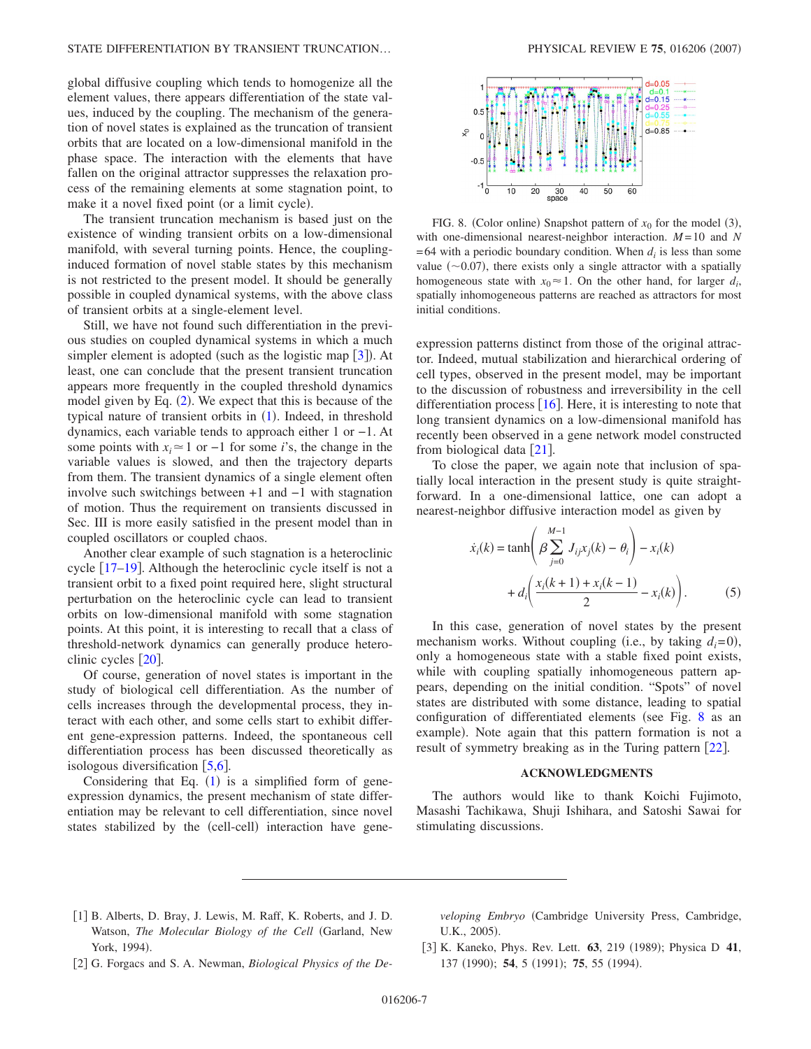global diffusive coupling which tends to homogenize all the element values, there appears differentiation of the state values, induced by the coupling. The mechanism of the generation of novel states is explained as the truncation of transient orbits that are located on a low-dimensional manifold in the phase space. The interaction with the elements that have fallen on the original attractor suppresses the relaxation process of the remaining elements at some stagnation point, to make it a novel fixed point (or a limit cycle).

The transient truncation mechanism is based just on the existence of winding transient orbits on a low-dimensional manifold, with several turning points. Hence, the coupling-induced formation of novel stable states by this mechanism is not restricted to the present model. It should be generally possible in coupled dynamical systems, with the above class of transient orbits at a single-element level.

Still, we have not found such differentiation in the previous studies on coupled dynamical systems in which a much simpler element is adopted (such as the logistic map [3]). At least, one can conclude that the present transient truncation appears more frequently in the coupled threshold dynamics model given by Eq. (2). We expect that this is because of the typical nature of transient orbits in (1). Indeed, in threshold dynamics, each variable tends to approach either 1 or −1. At some points with $x_i \approx 1$ or −1 for some $i$'s, the change in the variable values is slowed, and then the trajectory departs from them. The transient dynamics of a single element often involve such switchings between +1 and −1 with stagnation of motion. Thus the requirement on transients discussed in Sec. III is more easily satisfied in the present model than in coupled oscillators or coupled chaos.

Another clear example of such stagnation is a heteroclinic cycle [17–19]. Although the heteroclinic cycle itself is not a transient orbit to a fixed point required here, slight structural perturbation on the heteroclinic cycle can lead to transient orbits on low-dimensional manifold with some stagnation points. At this point, it is interesting to recall that a class of threshold-network dynamics can generally produce heteroclinic cycles [20].

Of course, generation of novel states is important in the study of biological cell differentiation. As the number of cells increases through the developmental process, they interact with each other, and some cells start to exhibit different gene-expression patterns. Indeed, the spontaneous cell differentiation process has been discussed theoretically as isologous diversification [5,6].

Considering that Eq. (1) is a simplified form of gene-expression dynamics, the present mechanism of state differentiation may be relevant to cell differentiation, since novel states stabilized by the (cell-cell) interaction have gene-expression patterns distinct from those of the original attractor. Indeed, mutual stabilization and hierarchical ordering of cell types, observed in the present model, may be important to the discussion of robustness and irreversibility in the cell differentiation process [16]. Here, it is interesting to note that long transient dynamics on a low-dimensional manifold has recently been observed in a gene network model constructed from biological data [21].

FIG. 8. (Color online) Snapshot pattern of $x_0$ for the model (3), with one-dimensional nearest-neighbor interaction. $M=10$ and $N=64$ with a periodic boundary condition. When $d_i$ is less than some value (∼0.07), there exists only a single attractor with a spatially homogeneous state with $x_0 \approx 1$. On the other hand, for larger $d_i$, spatially inhomogeneous patterns are reached as attractors for most initial conditions.

To close the paper, we again note that inclusion of spatially local interaction in the present study is quite straightforward. In a one-dimensional lattice, one can adopt a nearest-neighbor diffusive interaction model as given by

$$\dot{x}_i(k) = \tanh\left(\beta \sum_{j=0}^{M-1} J_{ij} x_j(k) - \theta_i\right) - x_i(k) + d_i\left(\frac{x_i(k+1) + x_i(k-1)}{2} - x_i(k)\right). \qquad (5)$$

In this case, generation of novel states by the present mechanism works. Without coupling (i.e., by taking $d_i=0$), only a homogeneous state with a stable fixed point exists, while with coupling spatially inhomogeneous pattern appears, depending on the initial condition. "Spots" of novel states are distributed with some distance, leading to spatial configuration of differentiated elements (see Fig. 8 as an example). Note again that this pattern formation is not a result of symmetry breaking as in the Turing pattern [22].

## ACKNOWLEDGMENTS

The authors would like to thank Koichi Fujimoto, Masashi Tachikawa, Shuji Ishihara, and Satoshi Sawai for stimulating discussions.

---

[1] B. Alberts, D. Bray, J. Lewis, M. Raff, K. Roberts, and J. D. Watson, *The Molecular Biology of the Cell* (Garland, New York, 1994).

[2] G. Forgacs and S. A. Newman, *Biological Physics of the Developing Embryo* (Cambridge University Press, Cambridge, U.K., 2005).

[3] K. Kaneko, Phys. Rev. Lett. **63**, 219 (1989); Physica D **41**, 137 (1990); **54**, 5 (1991); **75**, 55 (1994).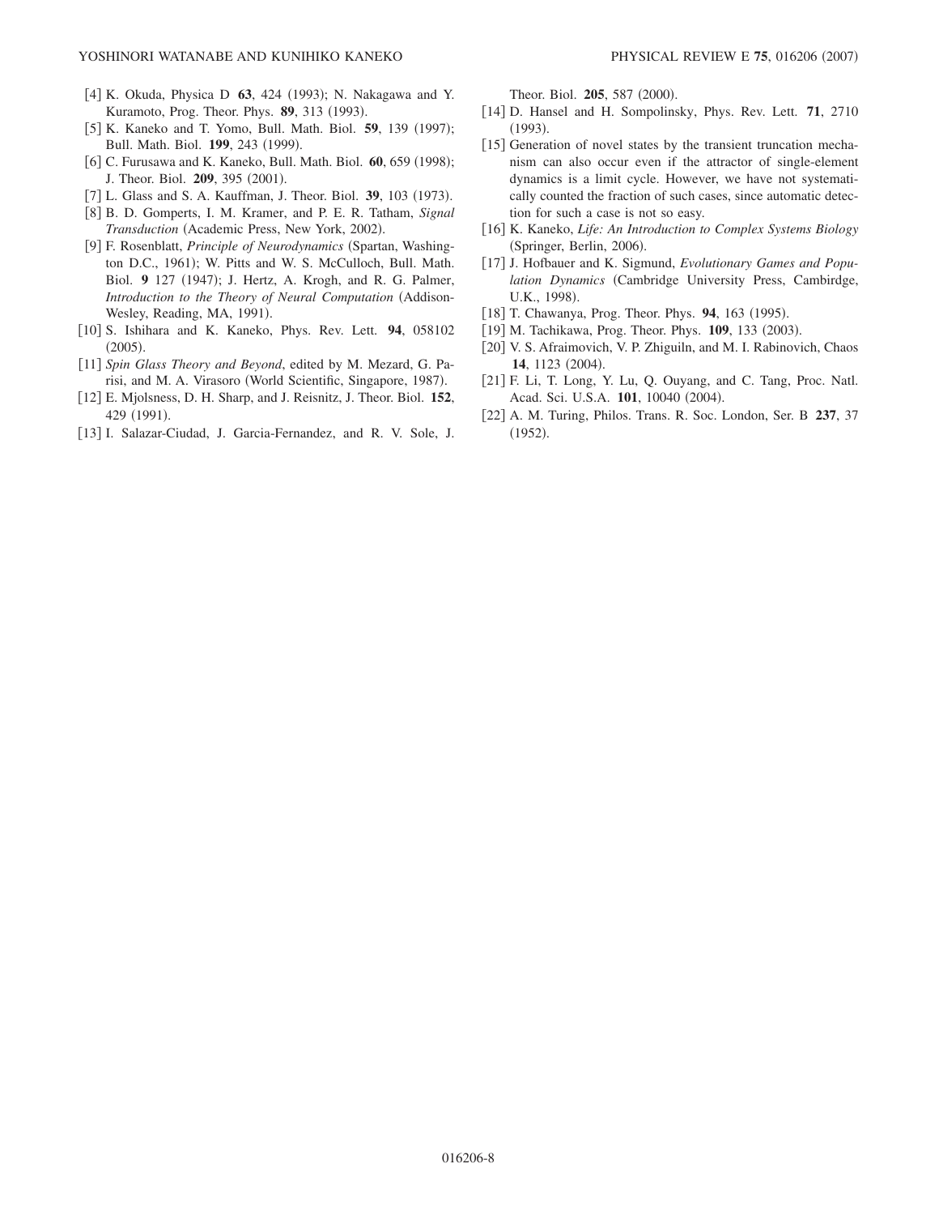[4] K. Okuda, Physica D **63**, 424 (1993); N. Nakagawa and Y. Kuramoto, Prog. Theor. Phys. **89**, 313 (1993).

[5] K. Kaneko and T. Yomo, Bull. Math. Biol. **59**, 139 (1997); Bull. Math. Biol. **199**, 243 (1999).

[6] C. Furusawa and K. Kaneko, Bull. Math. Biol. **60**, 659 (1998); J. Theor. Biol. **209**, 395 (2001).

[7] L. Glass and S. A. Kauffman, J. Theor. Biol. **39**, 103 (1973).

[8] B. D. Gomperts, I. M. Kramer, and P. E. R. Tatham, *Signal Transduction* (Academic Press, New York, 2002).

[9] F. Rosenblatt, *Principle of Neurodynamics* (Spartan, Washington D.C., 1961); W. Pitts and W. S. McCulloch, Bull. Math. Biol. **9** 127 (1947); J. Hertz, A. Krogh, and R. G. Palmer, *Introduction to the Theory of Neural Computation* (Addison-Wesley, Reading, MA, 1991).

[10] S. Ishihara and K. Kaneko, Phys. Rev. Lett. **94**, 058102 (2005).

[11] *Spin Glass Theory and Beyond*, edited by M. Mezard, G. Parisi, and M. A. Virasoro (World Scientific, Singapore, 1987).

[12] E. Mjolsness, D. H. Sharp, and J. Reisnitz, J. Theor. Biol. **152**, 429 (1991).

[13] I. Salazar-Ciudad, J. Garcia-Fernandez, and R. V. Sole, J. Theor. Biol. **205**, 587 (2000).

[14] D. Hansel and H. Sompolinsky, Phys. Rev. Lett. **71**, 2710 (1993).

[15] Generation of novel states by the transient truncation mechanism can also occur even if the attractor of single-element dynamics is a limit cycle. However, we have not systematically counted the fraction of such cases, since automatic detection for such a case is not so easy.

[16] K. Kaneko, *Life: An Introduction to Complex Systems Biology* (Springer, Berlin, 2006).

[17] J. Hofbauer and K. Sigmund, *Evolutionary Games and Population Dynamics* (Cambridge University Press, Cambirdge, U.K., 1998).

[18] T. Chawanya, Prog. Theor. Phys. **94**, 163 (1995).

[19] M. Tachikawa, Prog. Theor. Phys. **109**, 133 (2003).

[20] V. S. Afraimovich, V. P. Zhiguiln, and M. I. Rabinovich, Chaos **14**, 1123 (2004).

[21] F. Li, T. Long, Y. Lu, Q. Ouyang, and C. Tang, Proc. Natl. Acad. Sci. U.S.A. **101**, 10040 (2004).

[22] A. M. Turing, Philos. Trans. R. Soc. London, Ser. B **237**, 37 (1952).